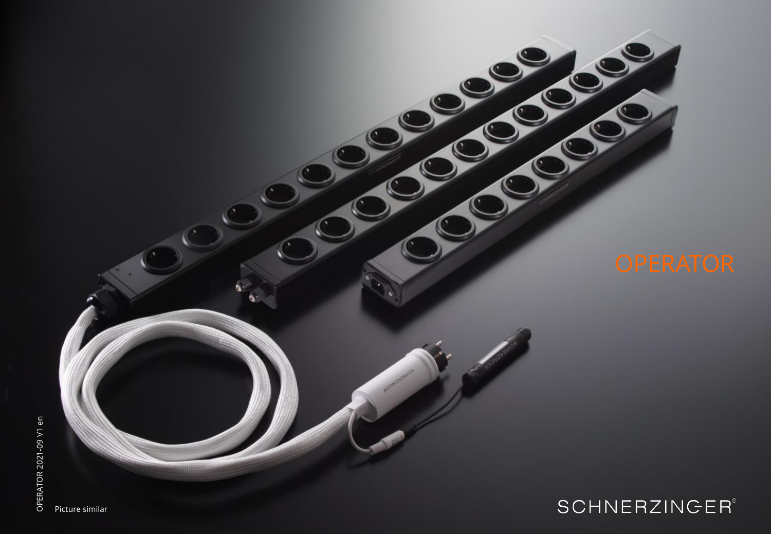# OPERATOR

Picture similar

SCHNERZINGER©

OPERATOR 2021-09 V1 en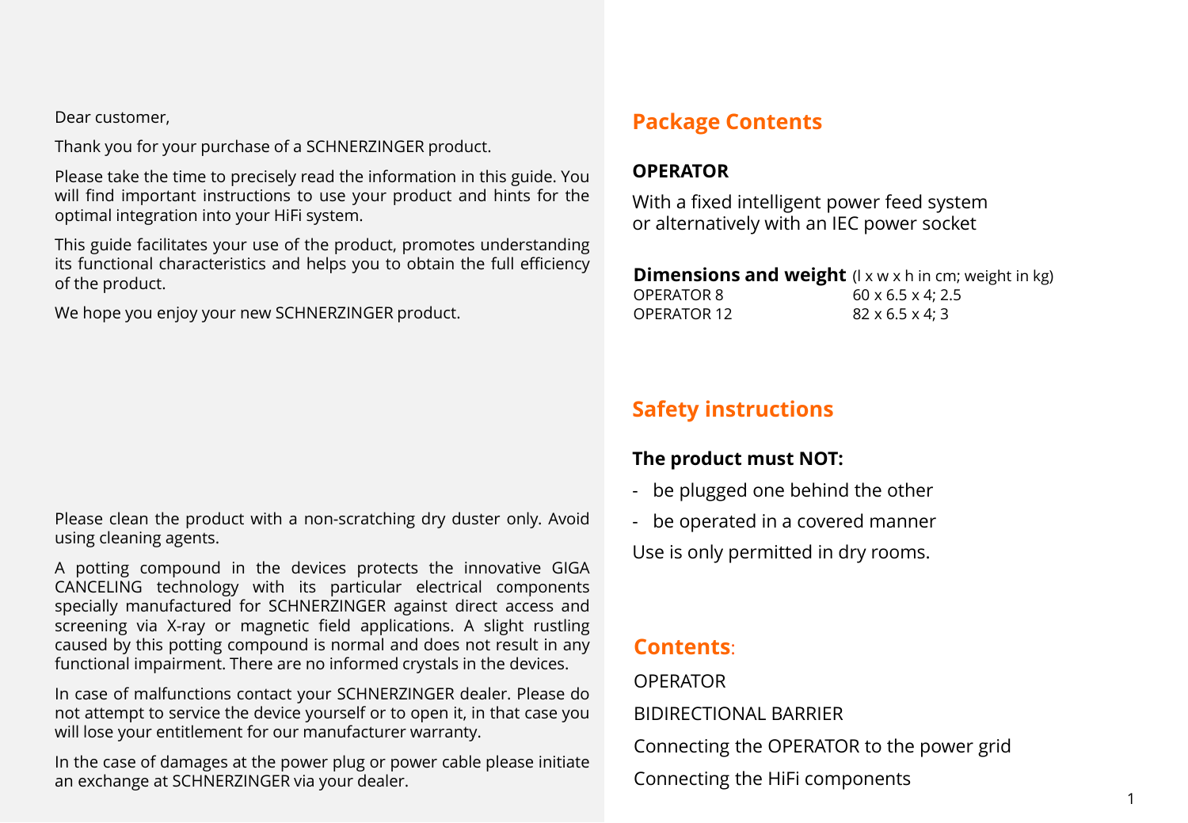Dear customer,

Thank you for your purchase of a SCHNERZINGER product.

Please take the time to precisely read the information in this guide. You will find important instructions to use your product and hints for the optimal integration into your HiFi system.

This guide facilitates your use of the product, promotes understanding its functional characteristics and helps you to obtain the full efficiency of the product.

We hope you enjoy your new SCHNERZINGER product.

Please clean the product with a non-scratching dry duster only. Avoid using cleaning agents.

A potting compound in the devices protects the innovative GIGA CANCELING technology with its particular electrical components specially manufactured for SCHNERZINGER against direct access and screening via X-ray or magnetic field applications. A slight rustling caused by this potting compound is normal and does not result in any functional impairment. There are no informed crystals in the devices.

In case of malfunctions contact your SCHNERZINGER dealer. Please do not attempt to service the device yourself or to open it, in that case you will lose your entitlement for our manufacturer warranty.

In the case of damages at the power plug or power cable please initiate an exchange at SCHNERZINGER via your dealer.

## Package Contents

**OPERATOR**

With a fixed intelligent power feed system
or alternatively with an IEC power socket

| **Dimensions and weight** | (l x w x h in cm; weight in kg) |
|---|---|
| OPERATOR 8 | 60 x 6.5 x 4; 2.5 |
| OPERATOR 12 | 82 x 6.5 x 4; 3 |

## Safety instructions

**The product must NOT:**

- be plugged one behind the other
- be operated in a covered manner

Use is only permitted in dry rooms.

## Contents:

OPERATOR

BIDIRECTIONAL BARRIER

Connecting the OPERATOR to the power grid

Connecting the HiFi components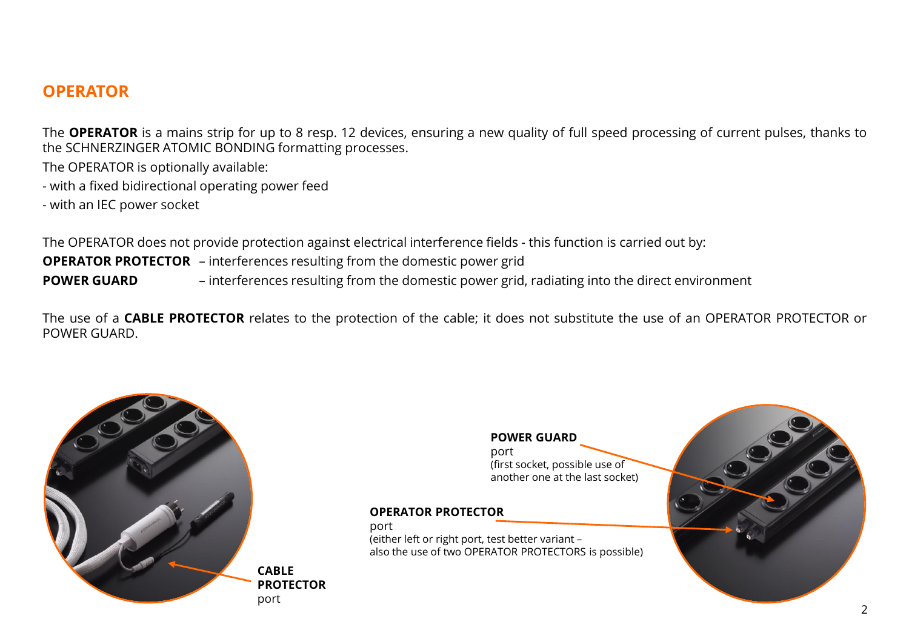## OPERATOR

The **OPERATOR** is a mains strip for up to 8 resp. 12 devices, ensuring a new quality of full speed processing of current pulses, thanks to the SCHNERZINGER ATOMIC BONDING formatting processes.

The OPERATOR is optionally available:

- with a fixed bidirectional operating power feed
- with an IEC power socket

The OPERATOR does not provide protection against electrical interference fields - this function is carried out by:

**OPERATOR PROTECTOR** – interferences resulting from the domestic power grid

**POWER GUARD** – interferences resulting from the domestic power grid, radiating into the direct environment

The use of a **CABLE PROTECTOR** relates to the protection of the cable; it does not substitute the use of an OPERATOR PROTECTOR or POWER GUARD.

**CABLE PROTECTOR**
port

**POWER GUARD**
port
(first socket, possible use of another one at the last socket)

**OPERATOR PROTECTOR**
port
(either left or right port, test better variant – also the use of two OPERATOR PROTECTORS is possible)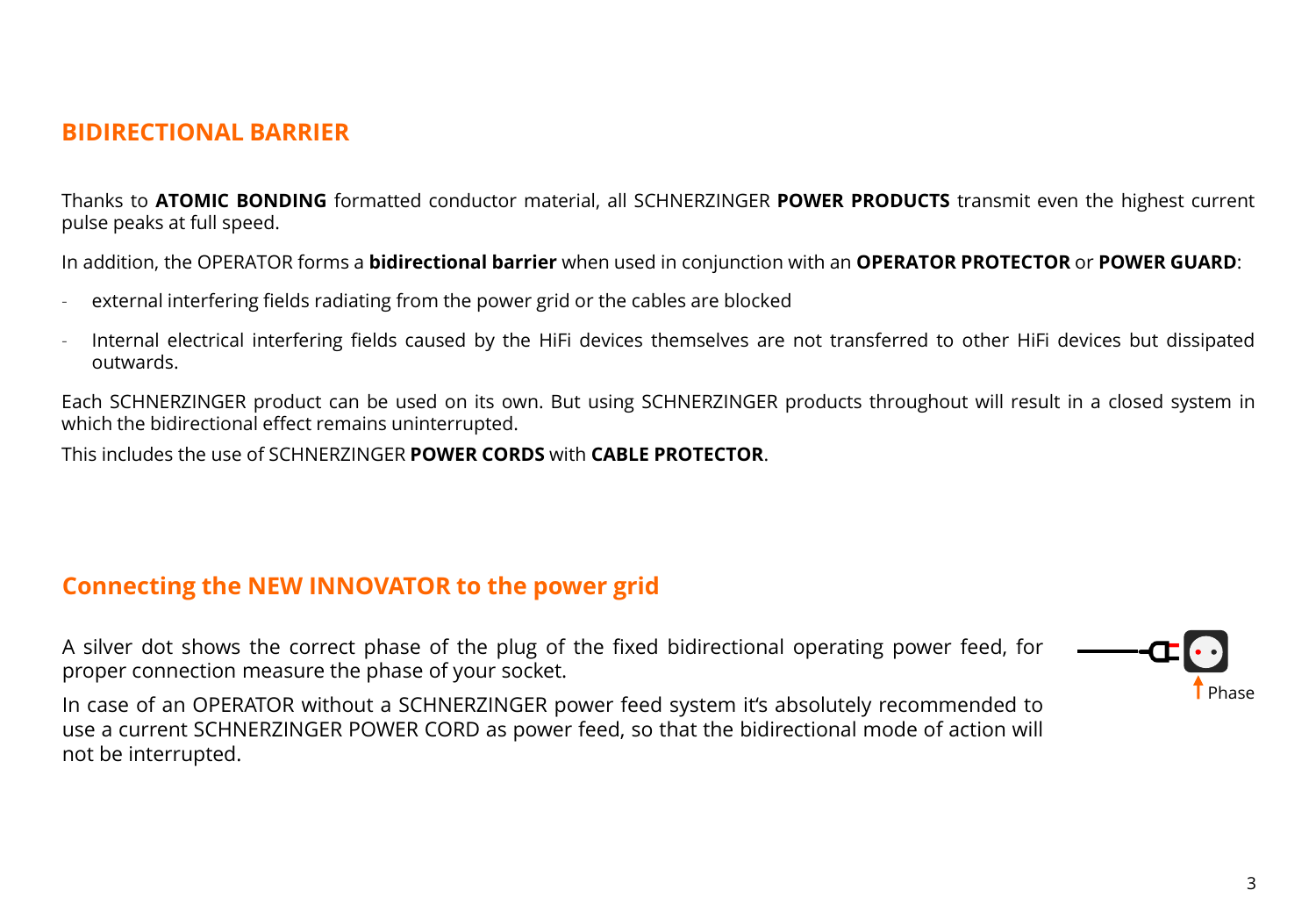## BIDIRECTIONAL BARRIER

Thanks to **ATOMIC BONDING** formatted conductor material, all SCHNERZINGER **POWER PRODUCTS** transmit even the highest current pulse peaks at full speed.

In addition, the OPERATOR forms a **bidirectional barrier** when used in conjunction with an **OPERATOR PROTECTOR** or **POWER GUARD**:

- external interfering fields radiating from the power grid or the cables are blocked
- Internal electrical interfering fields caused by the HiFi devices themselves are not transferred to other HiFi devices but dissipated outwards.

Each SCHNERZINGER product can be used on its own. But using SCHNERZINGER products throughout will result in a closed system in which the bidirectional effect remains uninterrupted.

This includes the use of SCHNERZINGER **POWER CORDS** with **CABLE PROTECTOR**.

## Connecting the NEW INNOVATOR to the power grid

A silver dot shows the correct phase of the plug of the fixed bidirectional operating power feed, for proper connection measure the phase of your socket.

In case of an OPERATOR without a SCHNERZINGER power feed system it's absolutely recommended to use a current SCHNERZINGER POWER CORD as power feed, so that the bidirectional mode of action will not be interrupted.

Phase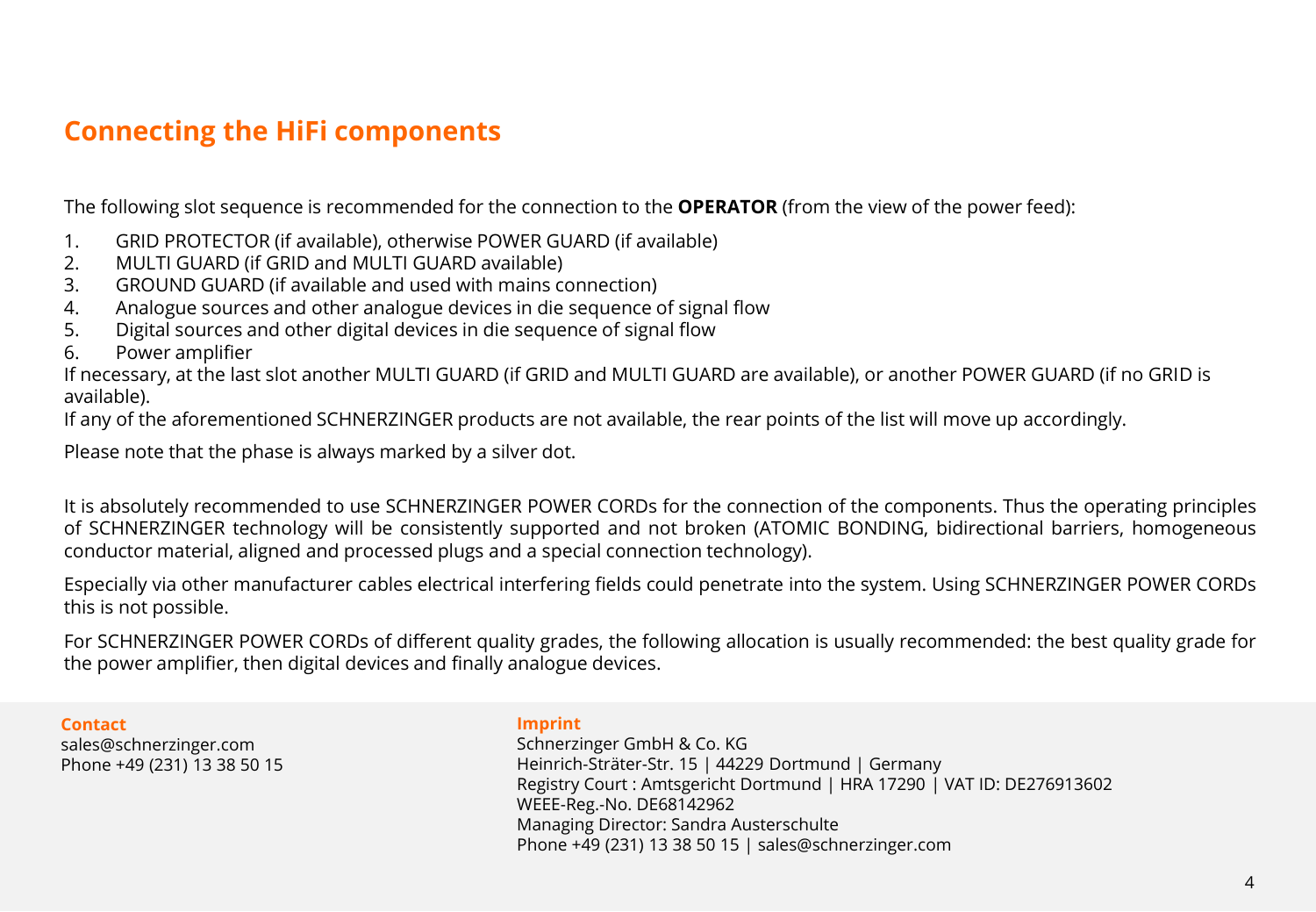## Connecting the HiFi components

The following slot sequence is recommended for the connection to the **OPERATOR** (from the view of the power feed):

1. GRID PROTECTOR (if available), otherwise POWER GUARD (if available)
2. MULTI GUARD (if GRID and MULTI GUARD available)
3. GROUND GUARD (if available and used with mains connection)
4. Analogue sources and other analogue devices in die sequence of signal flow
5. Digital sources and other digital devices in die sequence of signal flow
6. Power amplifier

If necessary, at the last slot another MULTI GUARD (if GRID and MULTI GUARD are available), or another POWER GUARD (if no GRID is available).

If any of the aforementioned SCHNERZINGER products are not available, the rear points of the list will move up accordingly.

Please note that the phase is always marked by a silver dot.

It is absolutely recommended to use SCHNERZINGER POWER CORDs for the connection of the components. Thus the operating principles of SCHNERZINGER technology will be consistently supported and not broken (ATOMIC BONDING, bidirectional barriers, homogeneous conductor material, aligned and processed plugs and a special connection technology).

Especially via other manufacturer cables electrical interfering fields could penetrate into the system. Using SCHNERZINGER POWER CORDs this is not possible.

For SCHNERZINGER POWER CORDs of different quality grades, the following allocation is usually recommended: the best quality grade for the power amplifier, then digital devices and finally analogue devices.

**Contact**
sales@schnerzinger.com
Phone +49 (231) 13 38 50 15

**Imprint**
Schnerzinger GmbH & Co. KG
Heinrich-Sträter-Str. 15 | 44229 Dortmund | Germany
Registry Court : Amtsgericht Dortmund | HRA 17290 | VAT ID: DE276913602
WEEE-Reg.-No. DE68142962
Managing Director: Sandra Austerschulte
Phone +49 (231) 13 38 50 15 | sales@schnerzinger.com